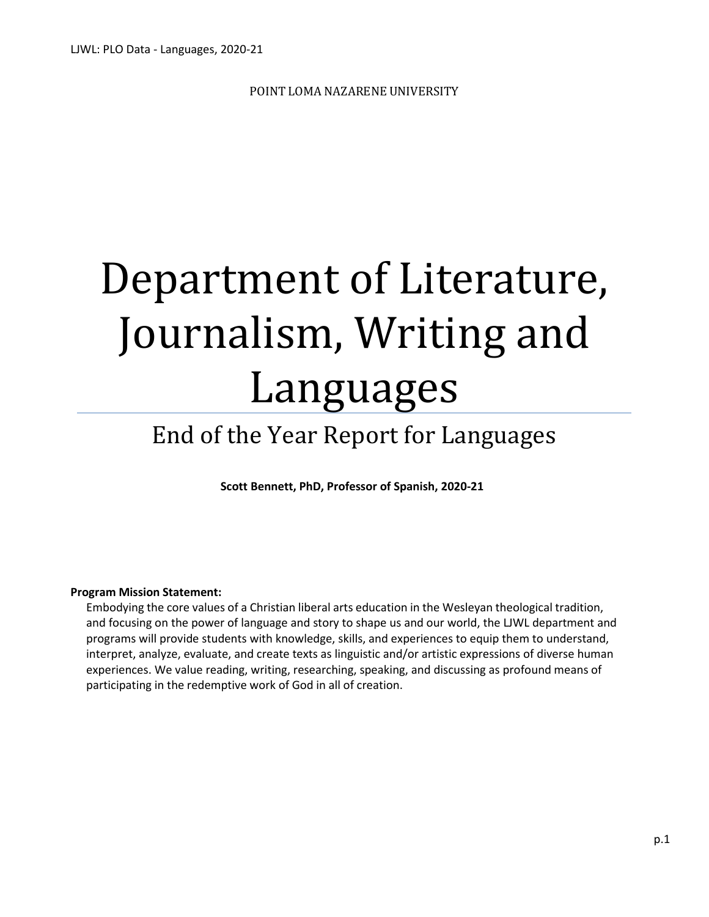POINT LOMA NAZARENE UNIVERSITY

# Department of Literature, Journalism, Writing and Languages

## End of the Year Report for Languages

**Scott Bennett, PhD, Professor of Spanish, 2020-21**

**Program Mission Statement:**

Embodying the core values of a Christian liberal arts education in the Wesleyan theological tradition, and focusing on the power of language and story to shape us and our world, the LJWL department and programs will provide students with knowledge, skills, and experiences to equip them to understand, interpret, analyze, evaluate, and create texts as linguistic and/or artistic expressions of diverse human experiences. We value reading, writing, researching, speaking, and discussing as profound means of participating in the redemptive work of God in all of creation.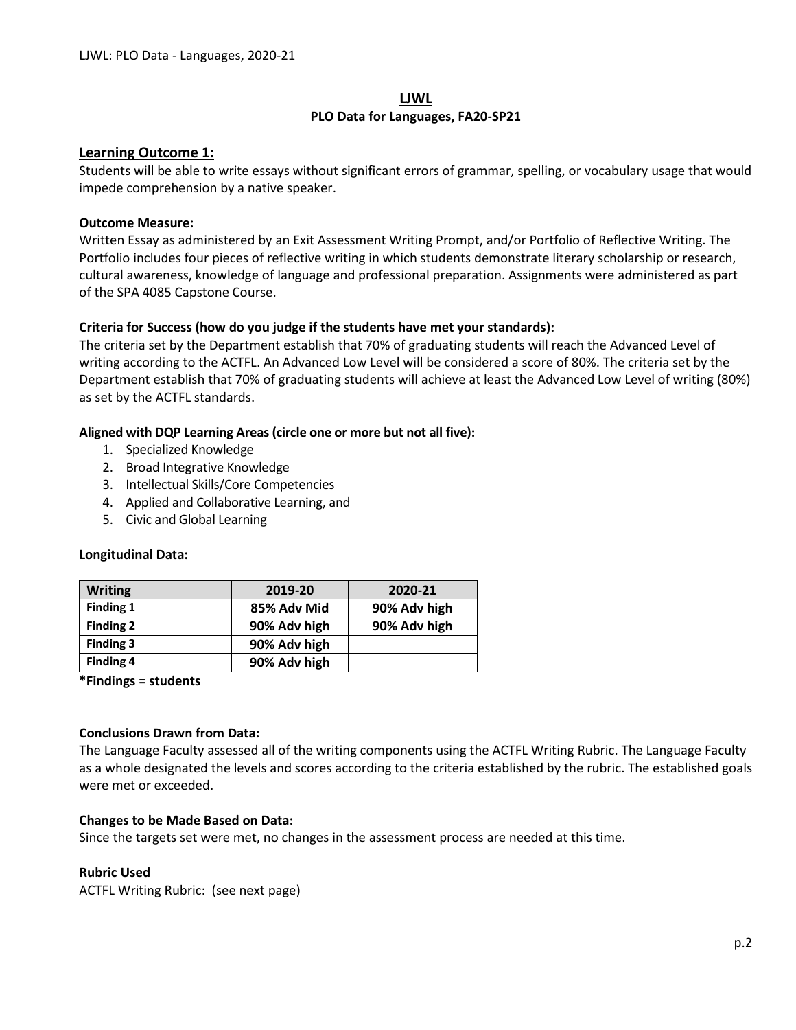# LJWL

## PLO Data for Languages, FA20-SP21

## Learning Outcome 1:

Students will be able to write essays without significant errors of grammar, spelling, or vocabulary usage that would impede comprehension by a native speaker.

### Outcome Measure:

Written Essay as administered by an Exit Assessment Writing Prompt, and/or Portfolio of Reflective Writing. The Portfolio includes four pieces of reflective writing in which students demonstrate literary scholarship or research, cultural awareness, knowledge of language and professional preparation. Assignments were administered as part of the SPA 4085 Capstone Course.

### Criteria for Success (how do you judge if the students have met your standards):

The criteria set by the Department establish that 70% of graduating students will reach the Advanced Level of writing according to the ACTFL. An Advanced Low Level will be considered a score of 80%. The criteria set by the Department establish that 70% of graduating students will achieve at least the Advanced Low Level of writing (80%) as set by the ACTFL standards.

### Aligned with DQP Learning Areas (circle one or more but not all five):

1. Specialized Knowledge
2. Broad Integrative Knowledge
3. Intellectual Skills/Core Competencies
4. Applied and Collaborative Learning, and
5. Civic and Global Learning

### Longitudinal Data:

| Writing | 2019-20 | 2020-21 |
|---|---|---|
| Finding 1 | 85% Adv Mid | 90% Adv high |
| Finding 2 | 90% Adv high | 90% Adv high |
| Finding 3 | 90% Adv high | |
| Finding 4 | 90% Adv high | |

**\*Findings = students**

### Conclusions Drawn from Data:

The Language Faculty assessed all of the writing components using the ACTFL Writing Rubric. The Language Faculty as a whole designated the levels and scores according to the criteria established by the rubric. The established goals were met or exceeded.

### Changes to be Made Based on Data:

Since the targets set were met, no changes in the assessment process are needed at this time.

### Rubric Used

ACTFL Writing Rubric: (see next page)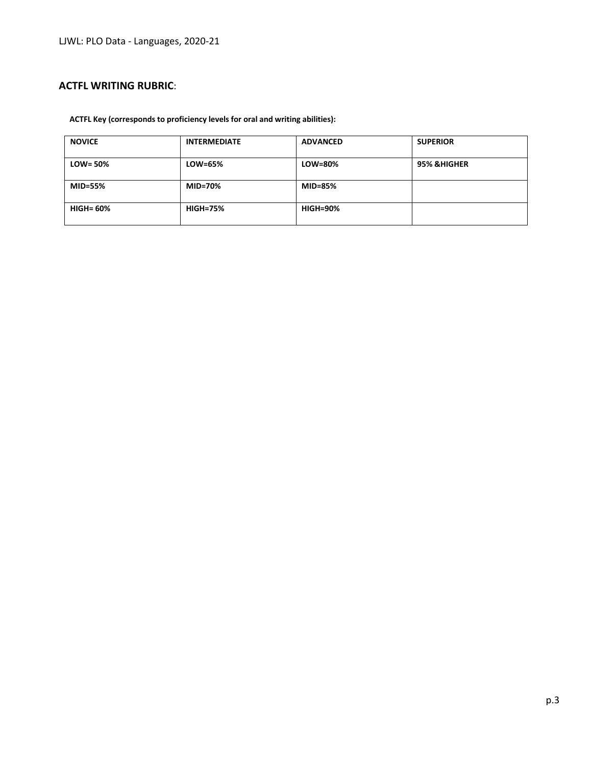## ACTFL WRITING RUBRIC:

**ACTFL Key (corresponds to proficiency levels for oral and writing abilities):**

| NOVICE | INTERMEDIATE | ADVANCED | SUPERIOR |
|---|---|---|---|
| LOW= 50% | LOW=65% | LOW=80% | 95% &HIGHER |
| MID=55% | MID=70% | MID=85% | |
| HIGH= 60% | HIGH=75% | HIGH=90% | |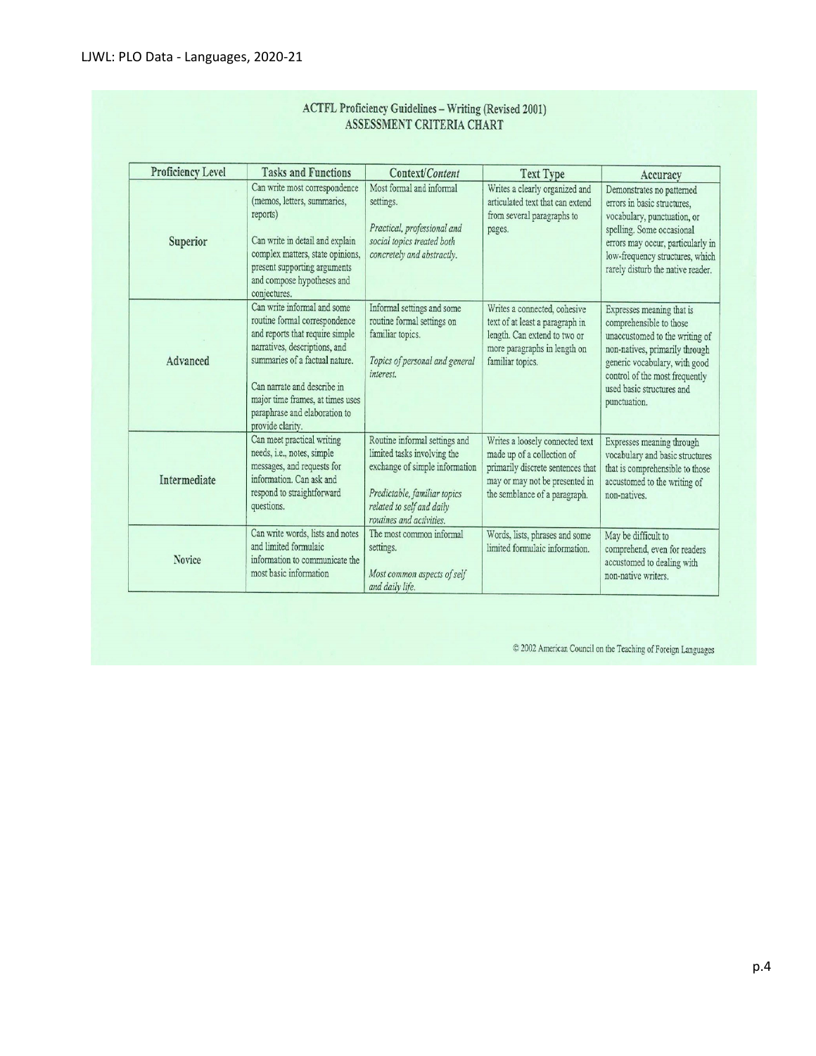# ACTFL Proficiency Guidelines – Writing (Revised 2001)

## ASSESSMENT CRITERIA CHART

| Proficiency Level | Tasks and Functions | Context/*Content* | Text Type | Accuracy |
|---|---|---|---|---|
| **Superior** | Can write most correspondence (memos, letters, summaries, reports)<br><br>Can write in detail and explain complex matters, state opinions, present supporting arguments and compose hypotheses and conjectures. | Most formal and informal settings.<br><br>*Practical, professional and social topics treated both concretely and abstractly.* | Writes a clearly organized and articulated text that can extend from several paragraphs to pages. | Demonstrates no patterned errors in basic structures, vocabulary, punctuation, or spelling. Some occasional errors may occur, particularly in low-frequency structures, which rarely disturb the native reader. |
| **Advanced** | Can write informal and some routine formal correspondence and reports that require simple narratives, descriptions, and summaries of a factual nature.<br><br>Can narrate and describe in major time frames, at times uses paraphrase and elaboration to provide clarity. | Informal settings and some routine formal settings on familiar topics.<br><br>*Topics of personal and general interest.* | Writes a connected, cohesive text of at least a paragraph in length. Can extend to two or more paragraphs in length on familiar topics. | Expresses meaning that is comprehensible to those unaccustomed to the writing of non-natives, primarily through generic vocabulary, with good control of the most frequently used basic structures and punctuation. |
| **Intermediate** | Can meet practical writing needs, i.e., notes, simple messages, and requests for information. Can ask and respond to straightforward questions. | Routine informal settings and limited tasks involving the exchange of simple information<br><br>*Predictable, familiar topics related to self and daily routines and activities.* | Writes a loosely connected text made up of a collection of primarily discrete sentences that may or may not be presented in the semblance of a paragraph. | Expresses meaning through vocabulary and basic structures that is comprehensible to those accustomed to the writing of non-natives. |
| **Novice** | Can write words, lists and notes and limited formulaic information to communicate the most basic information | The most common informal settings.<br><br>*Most common aspects of self and daily life.* | Words, lists, phrases and some limited formulaic information. | May be difficult to comprehend, even for readers accustomed to dealing with non-native writers. |

© 2002 American Council on the Teaching of Foreign Languages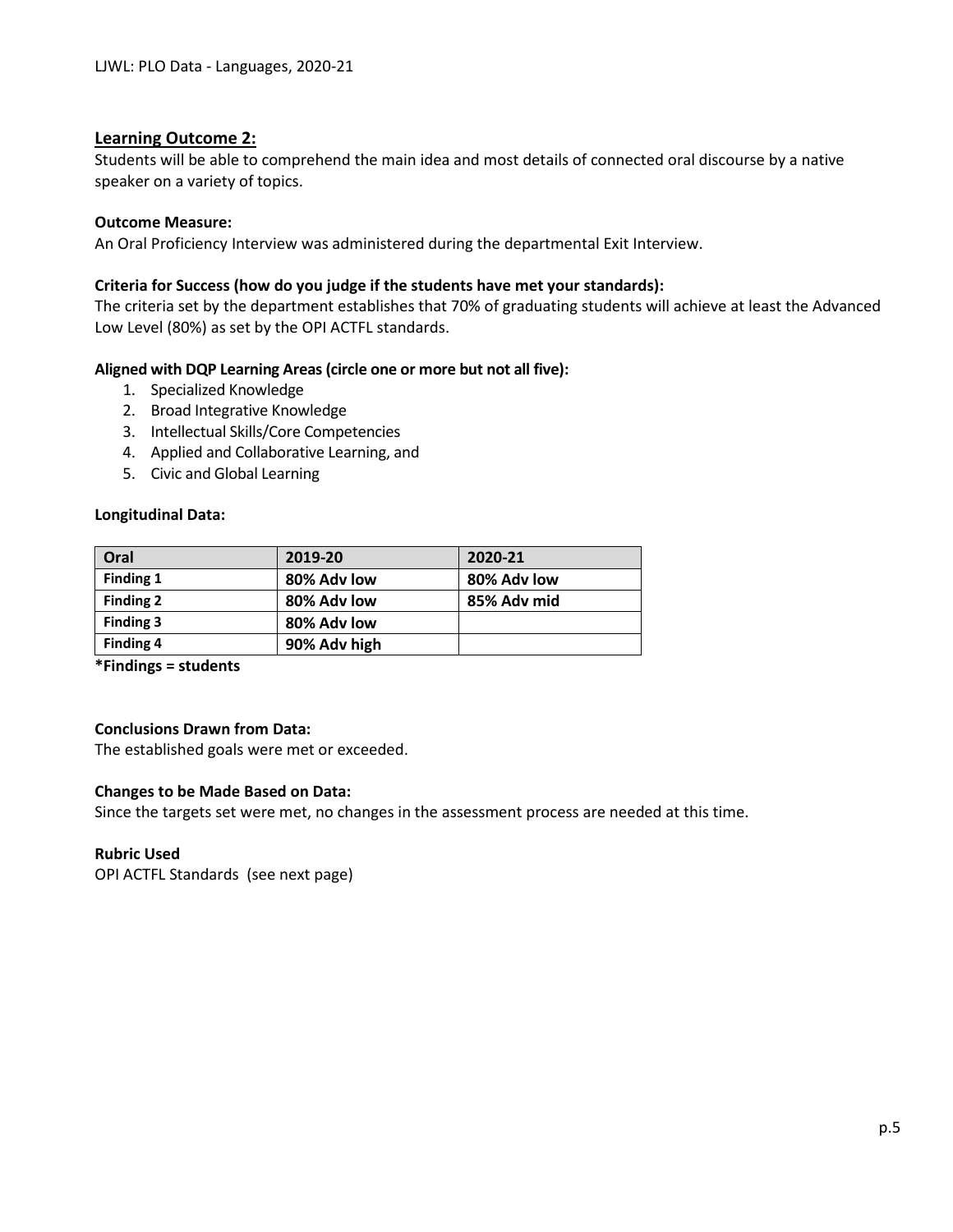## Learning Outcome 2:

Students will be able to comprehend the main idea and most details of connected oral discourse by a native speaker on a variety of topics.

**Outcome Measure:**
An Oral Proficiency Interview was administered during the departmental Exit Interview.

**Criteria for Success (how do you judge if the students have met your standards):**
The criteria set by the department establishes that 70% of graduating students will achieve at least the Advanced Low Level (80%) as set by the OPI ACTFL standards.

**Aligned with DQP Learning Areas (circle one or more but not all five):**

1. Specialized Knowledge
2. Broad Integrative Knowledge
3. Intellectual Skills/Core Competencies
4. Applied and Collaborative Learning, and
5. Civic and Global Learning

**Longitudinal Data:**

| Oral | 2019-20 | 2020-21 |
|---|---|---|
| **Finding 1** | **80% Adv low** | **80% Adv low** |
| **Finding 2** | **80% Adv low** | **85% Adv mid** |
| **Finding 3** | **80% Adv low** | |
| **Finding 4** | **90% Adv high** | |

***Findings = students**

**Conclusions Drawn from Data:**
The established goals were met or exceeded.

**Changes to be Made Based on Data:**
Since the targets set were met, no changes in the assessment process are needed at this time.

**Rubric Used**
OPI ACTFL Standards (see next page)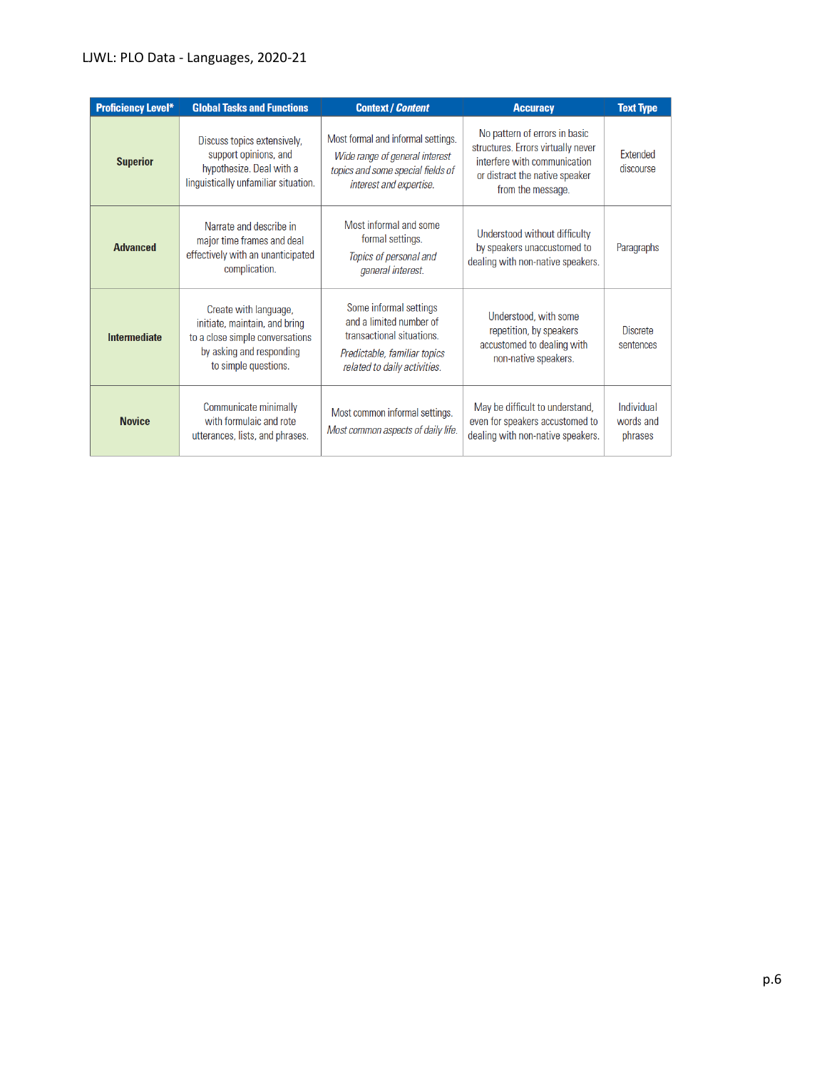| Proficiency Level* | Global Tasks and Functions | Context / *Content* | Accuracy | Text Type |
|---|---|---|---|---|
| **Superior** | Discuss topics extensively, support opinions, and hypothesize. Deal with a linguistically unfamiliar situation. | Most formal and informal settings. *Wide range of general interest topics and some special fields of interest and expertise.* | No pattern of errors in basic structures. Errors virtually never interfere with communication or distract the native speaker from the message. | Extended discourse |
| **Advanced** | Narrate and describe in major time frames and deal effectively with an unanticipated complication. | Most informal and some formal settings. *Topics of personal and general interest.* | Understood without difficulty by speakers unaccustomed to dealing with non-native speakers. | Paragraphs |
| **Intermediate** | Create with language, initiate, maintain, and bring to a close simple conversations by asking and responding to simple questions. | Some informal settings and a limited number of transactional situations. *Predictable, familiar topics related to daily activities.* | Understood, with some repetition, by speakers accustomed to dealing with non-native speakers. | Discrete sentences |
| **Novice** | Communicate minimally with formulaic and rote utterances, lists, and phrases. | Most common informal settings. *Most common aspects of daily life.* | May be difficult to understand, even for speakers accustomed to dealing with non-native speakers. | Individual words and phrases |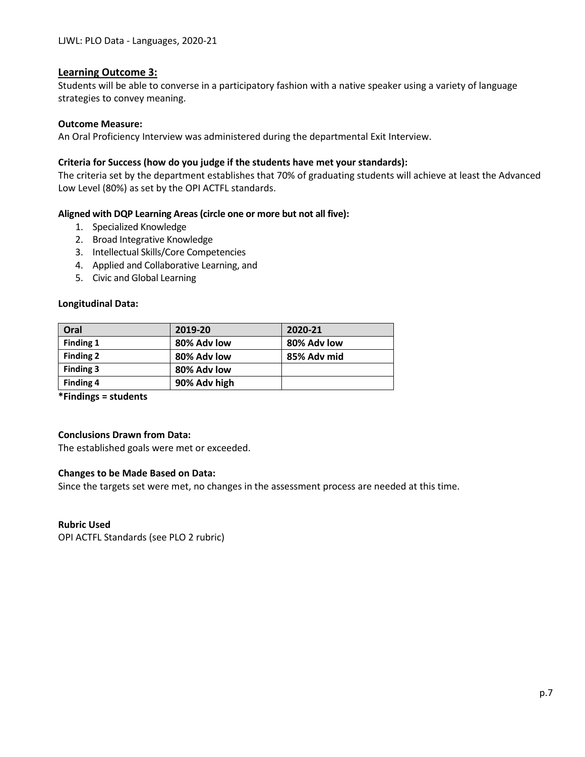## Learning Outcome 3:

Students will be able to converse in a participatory fashion with a native speaker using a variety of language strategies to convey meaning.

**Outcome Measure:**

An Oral Proficiency Interview was administered during the departmental Exit Interview.

**Criteria for Success (how do you judge if the students have met your standards):**

The criteria set by the department establishes that 70% of graduating students will achieve at least the Advanced Low Level (80%) as set by the OPI ACTFL standards.

**Aligned with DQP Learning Areas (circle one or more but not all five):**

1. Specialized Knowledge
2. Broad Integrative Knowledge
3. Intellectual Skills/Core Competencies
4. Applied and Collaborative Learning, and
5. Civic and Global Learning

**Longitudinal Data:**

| Oral | 2019-20 | 2020-21 |
|---|---|---|
| **Finding 1** | **80% Adv low** | **80% Adv low** |
| **Finding 2** | **80% Adv low** | **85% Adv mid** |
| **Finding 3** | **80% Adv low** | |
| **Finding 4** | **90% Adv high** | |

**\*Findings = students**

**Conclusions Drawn from Data:**

The established goals were met or exceeded.

**Changes to be Made Based on Data:**

Since the targets set were met, no changes in the assessment process are needed at this time.

**Rubric Used**

OPI ACTFL Standards (see PLO 2 rubric)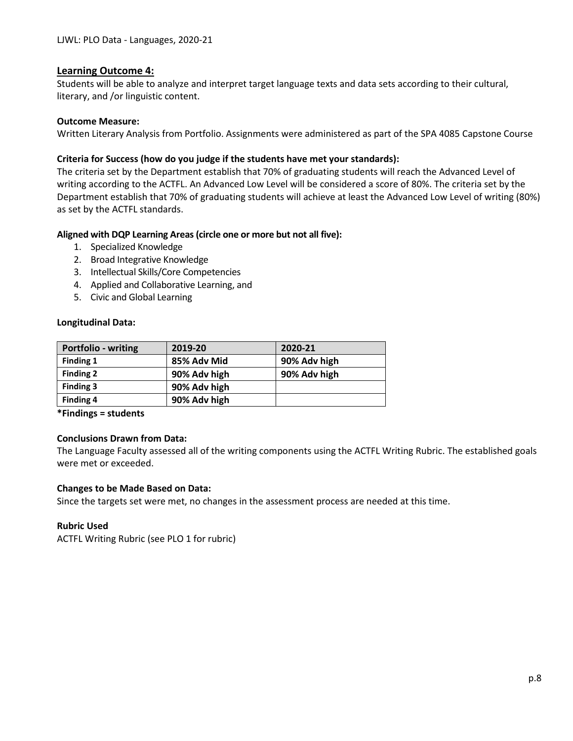## Learning Outcome 4:

Students will be able to analyze and interpret target language texts and data sets according to their cultural, literary, and /or linguistic content.

**Outcome Measure:**

Written Literary Analysis from Portfolio. Assignments were administered as part of the SPA 4085 Capstone Course

**Criteria for Success (how do you judge if the students have met your standards):**

The criteria set by the Department establish that 70% of graduating students will reach the Advanced Level of writing according to the ACTFL. An Advanced Low Level will be considered a score of 80%. The criteria set by the Department establish that 70% of graduating students will achieve at least the Advanced Low Level of writing (80%) as set by the ACTFL standards.

**Aligned with DQP Learning Areas (circle one or more but not all five):**

1. Specialized Knowledge
2. Broad Integrative Knowledge
3. Intellectual Skills/Core Competencies
4. Applied and Collaborative Learning, and
5. Civic and Global Learning

**Longitudinal Data:**

| Portfolio - writing | 2019-20 | 2020-21 |
|---|---|---|
| **Finding 1** | **85% Adv Mid** | **90% Adv high** |
| **Finding 2** | **90% Adv high** | **90% Adv high** |
| **Finding 3** | **90% Adv high** | |
| **Finding 4** | **90% Adv high** | |

**\*Findings = students**

**Conclusions Drawn from Data:**

The Language Faculty assessed all of the writing components using the ACTFL Writing Rubric. The established goals were met or exceeded.

**Changes to be Made Based on Data:**

Since the targets set were met, no changes in the assessment process are needed at this time.

**Rubric Used**

ACTFL Writing Rubric (see PLO 1 for rubric)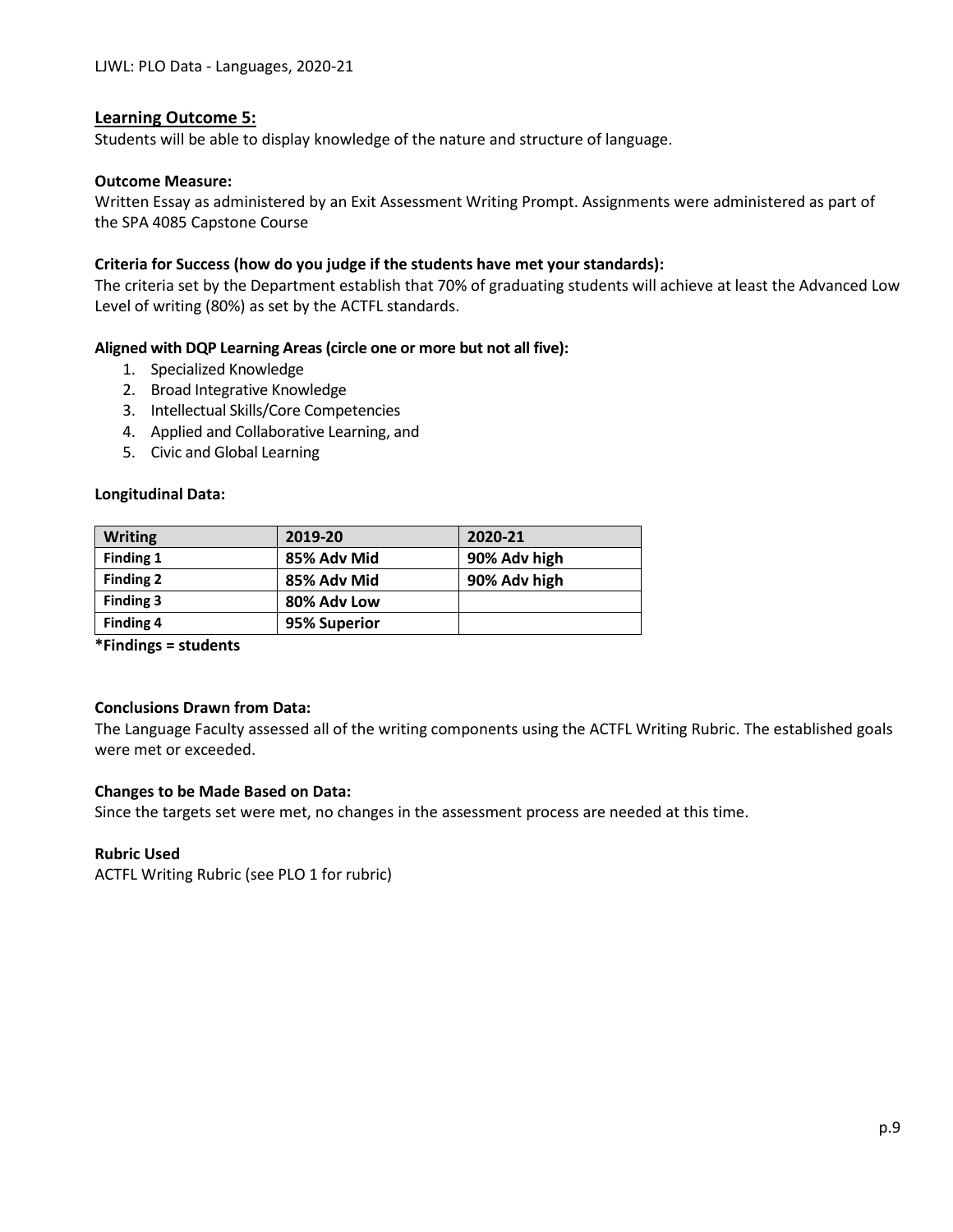## Learning Outcome 5:

Students will be able to display knowledge of the nature and structure of language.

**Outcome Measure:**

Written Essay as administered by an Exit Assessment Writing Prompt. Assignments were administered as part of the SPA 4085 Capstone Course

**Criteria for Success (how do you judge if the students have met your standards):**

The criteria set by the Department establish that 70% of graduating students will achieve at least the Advanced Low Level of writing (80%) as set by the ACTFL standards.

**Aligned with DQP Learning Areas (circle one or more but not all five):**

1. Specialized Knowledge
2. Broad Integrative Knowledge
3. Intellectual Skills/Core Competencies
4. Applied and Collaborative Learning, and
5. Civic and Global Learning

**Longitudinal Data:**

| Writing | 2019-20 | 2020-21 |
|---|---|---|
| **Finding 1** | **85% Adv Mid** | **90% Adv high** |
| **Finding 2** | **85% Adv Mid** | **90% Adv high** |
| **Finding 3** | **80% Adv Low** | |
| **Finding 4** | **95% Superior** | |

**\*Findings = students**

**Conclusions Drawn from Data:**

The Language Faculty assessed all of the writing components using the ACTFL Writing Rubric. The established goals were met or exceeded.

**Changes to be Made Based on Data:**

Since the targets set were met, no changes in the assessment process are needed at this time.

**Rubric Used**

ACTFL Writing Rubric (see PLO 1 for rubric)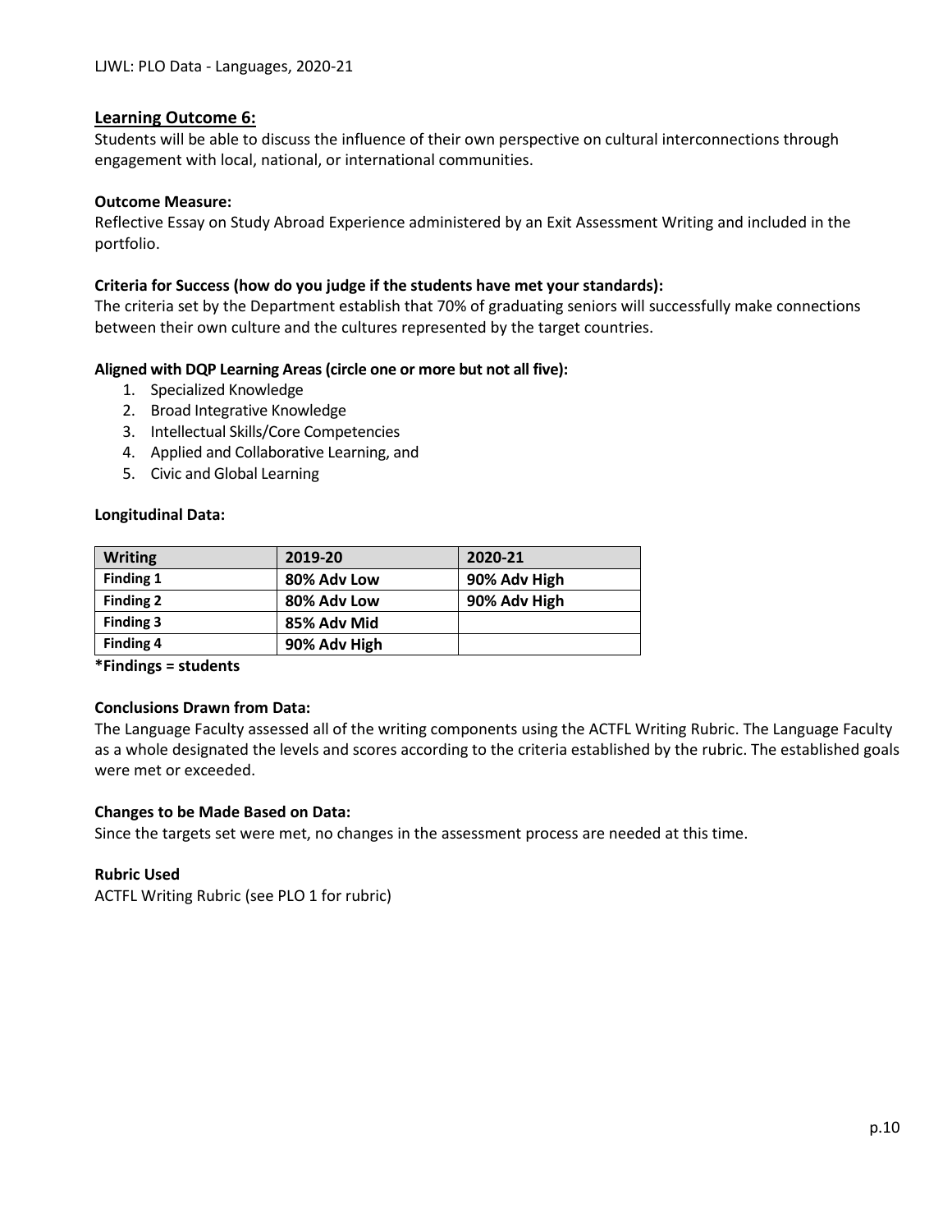## Learning Outcome 6:

Students will be able to discuss the influence of their own perspective on cultural interconnections through engagement with local, national, or international communities.

**Outcome Measure:**
Reflective Essay on Study Abroad Experience administered by an Exit Assessment Writing and included in the portfolio.

**Criteria for Success (how do you judge if the students have met your standards):**
The criteria set by the Department establish that 70% of graduating seniors will successfully make connections between their own culture and the cultures represented by the target countries.

**Aligned with DQP Learning Areas (circle one or more but not all five):**

1. Specialized Knowledge
2. Broad Integrative Knowledge
3. Intellectual Skills/Core Competencies
4. Applied and Collaborative Learning, and
5. Civic and Global Learning

**Longitudinal Data:**

| Writing | 2019-20 | 2020-21 |
|---|---|---|
| Finding 1 | 80% Adv Low | 90% Adv High |
| Finding 2 | 80% Adv Low | 90% Adv High |
| Finding 3 | 85% Adv Mid | |
| Finding 4 | 90% Adv High | |

**\*Findings = students**

**Conclusions Drawn from Data:**
The Language Faculty assessed all of the writing components using the ACTFL Writing Rubric. The Language Faculty as a whole designated the levels and scores according to the criteria established by the rubric. The established goals were met or exceeded.

**Changes to be Made Based on Data:**
Since the targets set were met, no changes in the assessment process are needed at this time.

**Rubric Used**
ACTFL Writing Rubric (see PLO 1 for rubric)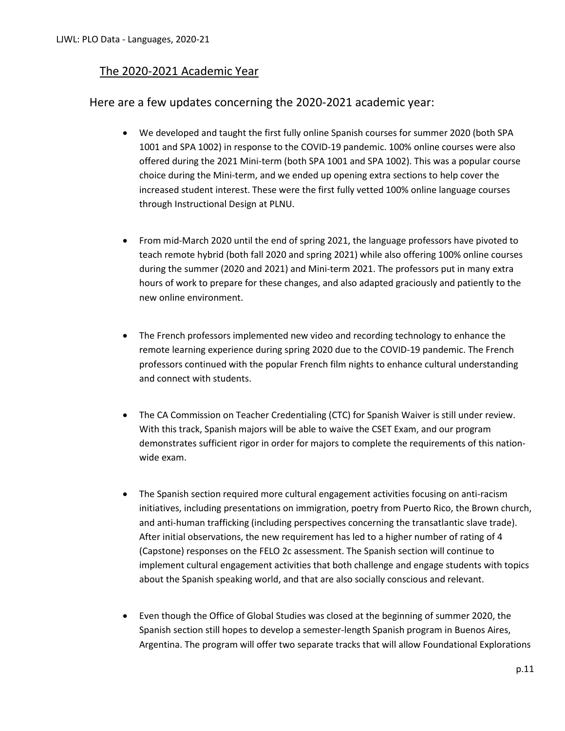## The 2020-2021 Academic Year

Here are a few updates concerning the 2020-2021 academic year:

- We developed and taught the first fully online Spanish courses for summer 2020 (both SPA 1001 and SPA 1002) in response to the COVID-19 pandemic. 100% online courses were also offered during the 2021 Mini-term (both SPA 1001 and SPA 1002). This was a popular course choice during the Mini-term, and we ended up opening extra sections to help cover the increased student interest. These were the first fully vetted 100% online language courses through Instructional Design at PLNU.

- From mid-March 2020 until the end of spring 2021, the language professors have pivoted to teach remote hybrid (both fall 2020 and spring 2021) while also offering 100% online courses during the summer (2020 and 2021) and Mini-term 2021. The professors put in many extra hours of work to prepare for these changes, and also adapted graciously and patiently to the new online environment.

- The French professors implemented new video and recording technology to enhance the remote learning experience during spring 2020 due to the COVID-19 pandemic. The French professors continued with the popular French film nights to enhance cultural understanding and connect with students.

- The CA Commission on Teacher Credentialing (CTC) for Spanish Waiver is still under review. With this track, Spanish majors will be able to waive the CSET Exam, and our program demonstrates sufficient rigor in order for majors to complete the requirements of this nation-wide exam.

- The Spanish section required more cultural engagement activities focusing on anti-racism initiatives, including presentations on immigration, poetry from Puerto Rico, the Brown church, and anti-human trafficking (including perspectives concerning the transatlantic slave trade). After initial observations, the new requirement has led to a higher number of rating of 4 (Capstone) responses on the FELO 2c assessment. The Spanish section will continue to implement cultural engagement activities that both challenge and engage students with topics about the Spanish speaking world, and that are also socially conscious and relevant.

- Even though the Office of Global Studies was closed at the beginning of summer 2020, the Spanish section still hopes to develop a semester-length Spanish program in Buenos Aires, Argentina. The program will offer two separate tracks that will allow Foundational Explorations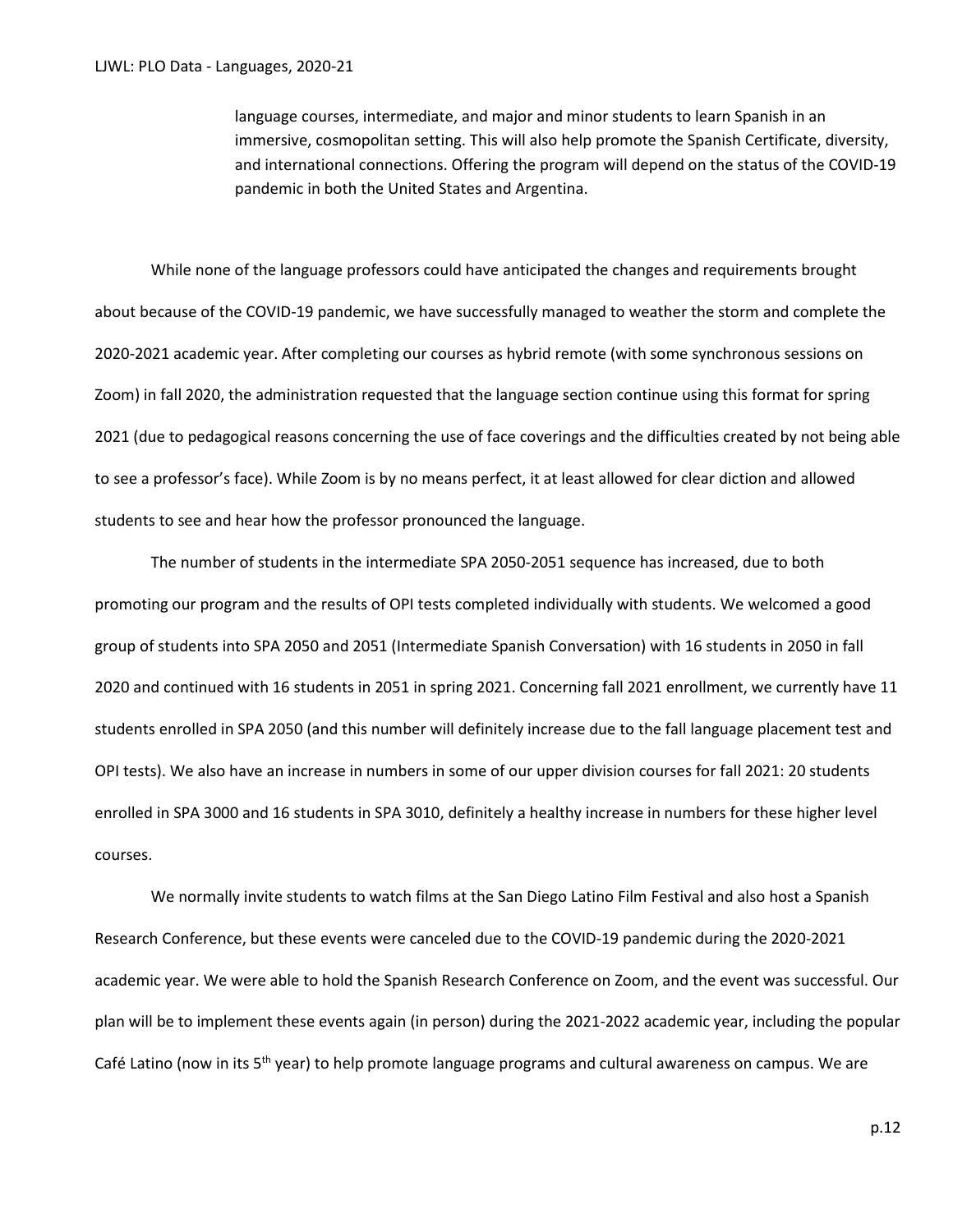language courses, intermediate, and major and minor students to learn Spanish in an immersive, cosmopolitan setting. This will also help promote the Spanish Certificate, diversity, and international connections. Offering the program will depend on the status of the COVID-19 pandemic in both the United States and Argentina.

While none of the language professors could have anticipated the changes and requirements brought about because of the COVID-19 pandemic, we have successfully managed to weather the storm and complete the 2020-2021 academic year. After completing our courses as hybrid remote (with some synchronous sessions on Zoom) in fall 2020, the administration requested that the language section continue using this format for spring 2021 (due to pedagogical reasons concerning the use of face coverings and the difficulties created by not being able to see a professor's face). While Zoom is by no means perfect, it at least allowed for clear diction and allowed students to see and hear how the professor pronounced the language.

The number of students in the intermediate SPA 2050-2051 sequence has increased, due to both promoting our program and the results of OPI tests completed individually with students. We welcomed a good group of students into SPA 2050 and 2051 (Intermediate Spanish Conversation) with 16 students in 2050 in fall 2020 and continued with 16 students in 2051 in spring 2021. Concerning fall 2021 enrollment, we currently have 11 students enrolled in SPA 2050 (and this number will definitely increase due to the fall language placement test and OPI tests). We also have an increase in numbers in some of our upper division courses for fall 2021: 20 students enrolled in SPA 3000 and 16 students in SPA 3010, definitely a healthy increase in numbers for these higher level courses.

We normally invite students to watch films at the San Diego Latino Film Festival and also host a Spanish Research Conference, but these events were canceled due to the COVID-19 pandemic during the 2020-2021 academic year. We were able to hold the Spanish Research Conference on Zoom, and the event was successful. Our plan will be to implement these events again (in person) during the 2021-2022 academic year, including the popular Café Latino (now in its 5th year) to help promote language programs and cultural awareness on campus. We are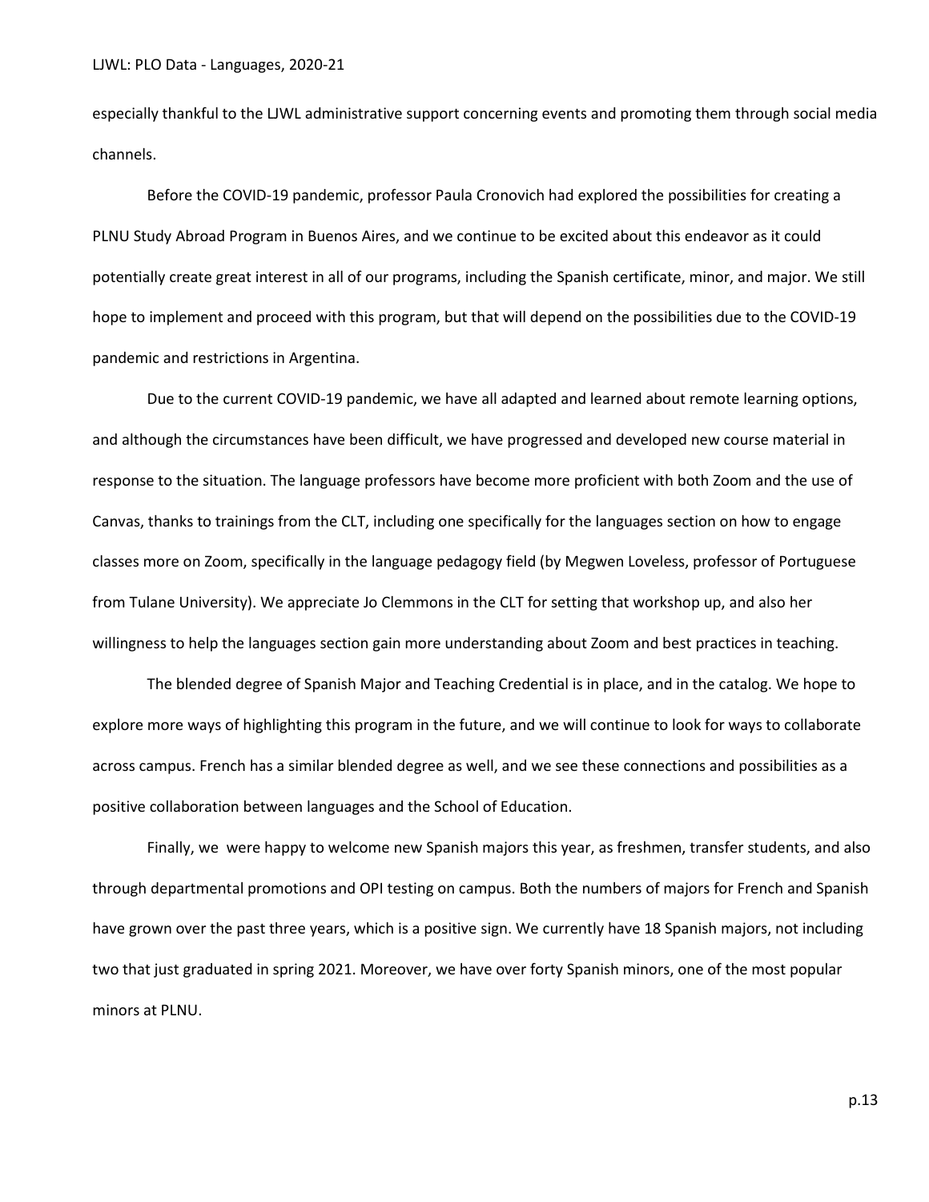especially thankful to the LJWL administrative support concerning events and promoting them through social media channels.

Before the COVID-19 pandemic, professor Paula Cronovich had explored the possibilities for creating a PLNU Study Abroad Program in Buenos Aires, and we continue to be excited about this endeavor as it could potentially create great interest in all of our programs, including the Spanish certificate, minor, and major. We still hope to implement and proceed with this program, but that will depend on the possibilities due to the COVID-19 pandemic and restrictions in Argentina.

Due to the current COVID-19 pandemic, we have all adapted and learned about remote learning options, and although the circumstances have been difficult, we have progressed and developed new course material in response to the situation. The language professors have become more proficient with both Zoom and the use of Canvas, thanks to trainings from the CLT, including one specifically for the languages section on how to engage classes more on Zoom, specifically in the language pedagogy field (by Megwen Loveless, professor of Portuguese from Tulane University). We appreciate Jo Clemmons in the CLT for setting that workshop up, and also her willingness to help the languages section gain more understanding about Zoom and best practices in teaching.

The blended degree of Spanish Major and Teaching Credential is in place, and in the catalog. We hope to explore more ways of highlighting this program in the future, and we will continue to look for ways to collaborate across campus. French has a similar blended degree as well, and we see these connections and possibilities as a positive collaboration between languages and the School of Education.

Finally, we were happy to welcome new Spanish majors this year, as freshmen, transfer students, and also through departmental promotions and OPI testing on campus. Both the numbers of majors for French and Spanish have grown over the past three years, which is a positive sign. We currently have 18 Spanish majors, not including two that just graduated in spring 2021. Moreover, we have over forty Spanish minors, one of the most popular minors at PLNU.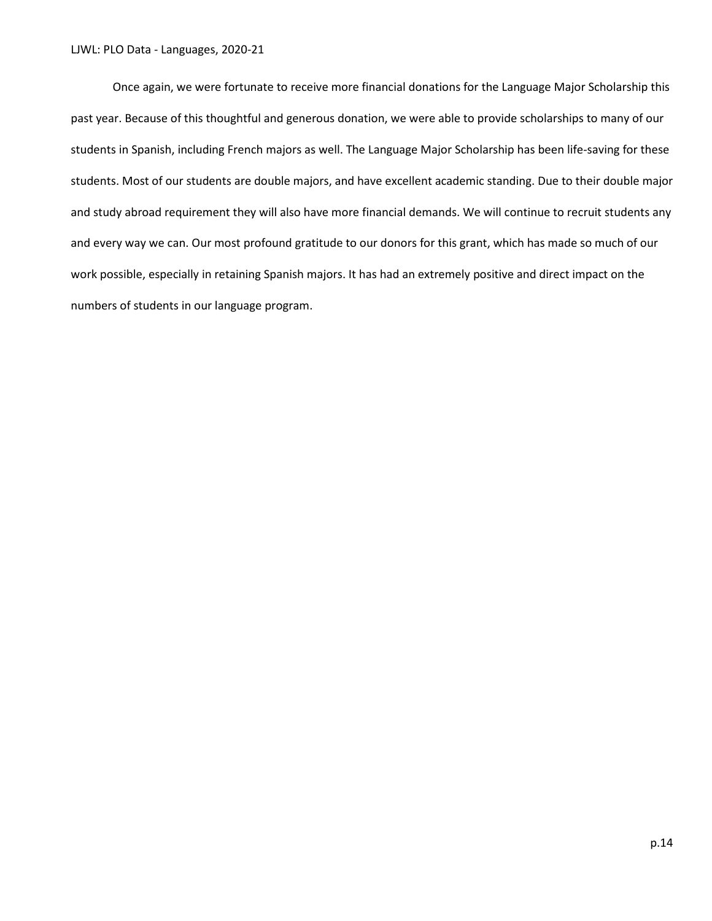Once again, we were fortunate to receive more financial donations for the Language Major Scholarship this past year. Because of this thoughtful and generous donation, we were able to provide scholarships to many of our students in Spanish, including French majors as well. The Language Major Scholarship has been life-saving for these students. Most of our students are double majors, and have excellent academic standing. Due to their double major and study abroad requirement they will also have more financial demands. We will continue to recruit students any and every way we can. Our most profound gratitude to our donors for this grant, which has made so much of our work possible, especially in retaining Spanish majors. It has had an extremely positive and direct impact on the numbers of students in our language program.